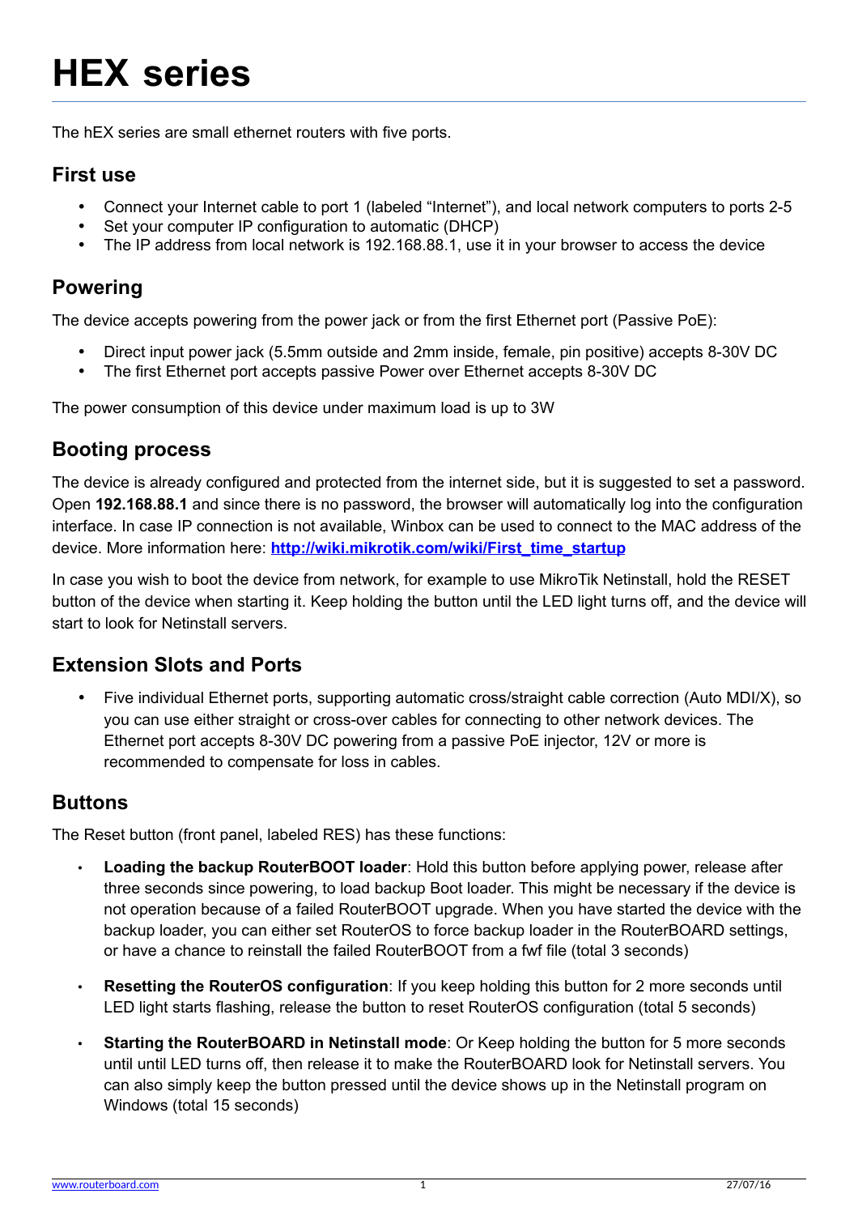# HEX series

The hEX series are small ethernet routers with five ports.

## First use

- Connect your Internet cable to port 1 (labeled “Internet”), and local network computers to ports 2-5
- Set your computer IP configuration to automatic (DHCP)
- The IP address from local network is 192.168.88.1, use it in your browser to access the device

## Powering

The device accepts powering from the power jack or from the first Ethernet port (Passive PoE):

- Direct input power jack (5.5mm outside and 2mm inside, female, pin positive) accepts 8-30V DC
- The first Ethernet port accepts passive Power over Ethernet accepts 8-30V DC

The power consumption of this device under maximum load is up to 3W

## Booting process

The device is already configured and protected from the internet side, but it is suggested to set a password. Open **192.168.88.1** and since there is no password, the browser will automatically log into the configuration interface. In case IP connection is not available, Winbox can be used to connect to the MAC address of the device. More information here: **http://wiki.mikrotik.com/wiki/First_time_startup**

In case you wish to boot the device from network, for example to use MikroTik Netinstall, hold the RESET button of the device when starting it. Keep holding the button until the LED light turns off, and the device will start to look for Netinstall servers.

## Extension Slots and Ports

- Five individual Ethernet ports, supporting automatic cross/straight cable correction (Auto MDI/X), so you can use either straight or cross-over cables for connecting to other network devices. The Ethernet port accepts 8-30V DC powering from a passive PoE injector, 12V or more is recommended to compensate for loss in cables.

## Buttons

The Reset button (front panel, labeled RES) has these functions:

- **Loading the backup RouterBOOT loader**: Hold this button before applying power, release after three seconds since powering, to load backup Boot loader. This might be necessary if the device is not operation because of a failed RouterBOOT upgrade. When you have started the device with the backup loader, you can either set RouterOS to force backup loader in the RouterBOARD settings, or have a chance to reinstall the failed RouterBOOT from a fwf file (total 3 seconds)

- **Resetting the RouterOS configuration**: If you keep holding this button for 2 more seconds until LED light starts flashing, release the button to reset RouterOS configuration (total 5 seconds)

- **Starting the RouterBOARD in Netinstall mode**: Or Keep holding the button for 5 more seconds until until LED turns off, then release it to make the RouterBOARD look for Netinstall servers. You can also simply keep the button pressed until the device shows up in the Netinstall program on Windows (total 15 seconds)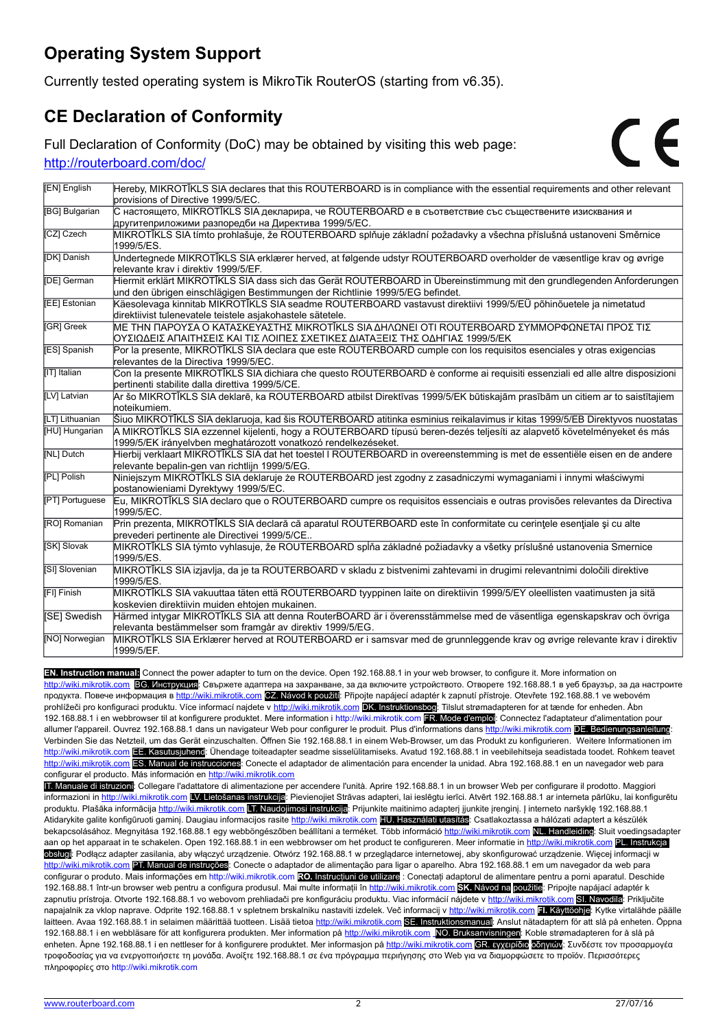## Operating System Support

Currently tested operating system is MikroTik RouterOS (starting from v6.35).

## CE Declaration of Conformity

Full Declaration of Conformity (DoC) may be obtained by visiting this web page:
http://routerboard.com/doc/

| | |
|---|---|
| [EN] English | Hereby, MIKROTĪKLS SIA declares that this ROUTERBOARD is in compliance with the essential requirements and other relevant provisions of Directive 1999/5/EC. |
| [BG] Bulgarian | С настоящето, MIKROTĪKLS SIA декларира, че ROUTERBOARD е в съответствие със съществените изисквания и другитеприложими разпоредби на Директива 1999/5/ЕС. |
| [CZ] Czech | MIKROTĪKLS SIA tímto prohlašuje, že ROUTERBOARD splňuje základní požadavky a všechna příslušná ustanoveni Směrnice 1999/5/ES. |
| [DK] Danish | Undertegnede MIKROTĪKLS SIA erklærer herved, at følgende udstyr ROUTERBOARD overholder de væsentlige krav og øvrige relevante krav i direktiv 1999/5/EF. |
| [DE] German | Hiermit erklärt MIKROTĪKLS SIA dass sich das Gerät ROUTERBOARD in Übereinstimmung mit den grundlegenden Anforderungen und den übrigen einschlägigen Bestimmungen der Richtlinie 1999/5/EG befindet. |
| [EE] Estonian | Käesolevaga kinnitab MIKROTĪKLS SIA seadme ROUTERBOARD vastavust direktiivi 1999/5/EÜ põhinõuetele ja nimetatud direktiivist tulenevatele teistele asjakohastele sätetele. |
| [GR] Greek | ΜΕ ΤΗΝ ΠΑΡΟΥΣΑ Ο ΚΑΤΑΣΚΕΥΑΣΤΗΣ MIKROTĪKLS SIA ΔΗΛΩΝΕΙ ΟΤΙ ROUTERBOARD ΣΥΜΜΟΡΦΩΝΕΤΑΙ ΠΡΟΣ ΤΙΣ ΟΥΣΙΩΔΕΙΣ ΑΠΑΙΤΗΣΕΙΣ ΚΑΙ ΤΙΣ ΛΟΙΠΕΣ ΣΧΕΤΙΚΕΣ ΔΙΑΤΑΞΕΙΣ ΤΗΣ ΟΔΗΓΙΑΣ 1999/5/ΕΚ |
| [ES] Spanish | Por la presente, MIKROTĪKLS SIA declara que este ROUTERBOARD cumple con los requisitos esenciales y otras exigencias relevantes de la Directiva 1999/5/EC. |
| [IT] Italian | Con la presente MIKROTĪKLS SIA dichiara che questo ROUTERBOARD è conforme ai requisiti essenziali ed alle altre disposizioni pertinenti stabilite dalla direttiva 1999/5/CE. |
| [LV] Latvian | Ar šo MIKROTĪKLS SIA deklarē, ka ROUTERBOARD atbilst Direktīvas 1999/5/EK būtiskajām prasībām un citiem ar to saistītajiem noteikumiem. |
| [LT] Lithuanian | Šiuo MIKROTĪKLS SIA deklaruoja, kad šis ROUTERBOARD atitinka esminius reikalavimus ir kitas 1999/5/EB Direktyvos nuostatas |
| [HU] Hungarian | A MIKROTĪKLS SIA ezzennel kijelenti, hogy a ROUTERBOARD típusú beren-dezés teljesíti az alapvető követelményeket és más 1999/5/EK irányelvben meghatározott vonatkozó rendelkezéseket. |
| [NL] Dutch | Hierbij verklaart MIKROTĪKLS SIA dat het toestel I ROUTERBOARD in overeenstemming is met de essentiële eisen en de andere relevante bepalin-gen van richtlijn 1999/5/EG. |
| [PL] Polish | Niniejszym MIKROTĪKLS SIA deklaruje że ROUTERBOARD jest zgodny z zasadniczymi wymaganiami i innymi właściwymi postanowieniami Dyrektywy 1999/5/EC. |
| [PT] Portuguese | Eu, MIKROTĪKLS SIA declaro que o ROUTERBOARD cumpre os requisitos essenciais e outras provisões relevantes da Directiva 1999/5/EC. |
| [RO] Romanian | Prin prezenta, MIKROTĪKLS SIA declară că aparatul ROUTERBOARD este în conformitate cu cerinţele esenţiale şi cu alte prevederi pertinente ale Directivei 1999/5/CE.. |
| [SK] Slovak | MIKROTĪKLS SIA týmto vyhlasuje, že ROUTERBOARD spĺňa základné požiadavky a všetky príslušné ustanovenia Smernice 1999/5/ES. |
| [SI] Slovenian | MIKROTĪKLS SIA izjavlja, da je ta ROUTERBOARD v skladu z bistvenimi zahtevami in drugimi relevantnimi določili direktive 1999/5/ES. |
| [FI] Finish | MIKROTĪKLS SIA vakuuttaa täten että ROUTERBOARD tyyppinen laite on direktiivin 1999/5/EY oleellisten vaatimusten ja sitä koskevien direktiivin muiden ehtojen mukainen. |
| [SE] Swedish | Härmed intygar MIKROTĪKLS SIA att denna RouterBOARD är i överensstämmelse med de väsentliga egenskapskrav och övriga relevanta bestämmelser som framgår av direktiv 1999/5/EG. |
| [NO] Norwegian | MIKROTĪKLS SIA Erklærer herved at ROUTERBOARD er i samsvar med de grunnleggende krav og øvrige relevante krav i direktiv 1999/5/EF. |

**EN. Instruction manual:** Connect the power adapter to turn on the device. Open 192.168.88.1 in your web browser, to configure it. More information on http://wiki.mikrotik.com **BG. Инструкция**: Свържете адаптера на захранване, за да включите устройството. Отворете 192.168.88.1 в уеб браузър, за да настроите продукта. Повече информация в http://wiki.mikrotik.com **CZ. Návod k použití**: Připojte napájecí adaptér k zapnutí přístroje. Otevřete 192.168.88.1 ve webovém prohlížeči pro konfiguraci produktu. Více informací najdete v http://wiki.mikrotik.com **DK. Instruktionsbog**: Tilslut strømadapteren for at tænde for enheden. Åbn 192.168.88.1 i en webbrowser til at konfigurere produktet. Mere information i http://wiki.mikrotik.com **FR. Mode d'emploi**: Connectez l'adaptateur d'alimentation pour allumer l'appareil. Ouvrez 192.168.88.1 dans un navigateur Web pour configurer le produit. Plus d'informations dans http://wiki.mikrotik.com **DE. Bedienungsanleitung**: Verbinden Sie das Netzteil, um das Gerät einzuschalten. Öffnen Sie 192.168.88.1 in einem Web-Browser, um das Produkt zu konfigurieren. Weitere Informationen im http://wiki.mikrotik.com **EE. Kasutusjuhend**: Ühendage toiteadapter seadme sisselülitamiseks. Avatud 192.168.88.1 in veebilehitseja seadistada toodet. Rohkem teavet http://wiki.mikrotik.com **ES. Manual de instrucciones**: Conecte el adaptador de alimentación para encender la unidad. Abra 192.168.88.1 en un navegador web para configurar el producto. Más información en http://wiki.mikrotik.com

**IT. Manuale di istruzioni**: Collegare l'adattatore di alimentazione per accendere l'unità. Aprire 192.168.88.1 in un browser Web per configurare il prodotto. Maggiori informazioni in http://wiki.mikrotik.com **LV. Lietošanas instrukcija**: Pievienojiet Strāvas adapteri, lai ieslēgtu ierīci. Atvērt 192.168.88.1 ar interneta pārlūku, lai konfigurētu produktu. Plašāka informācija http://wiki.mikrotik.com **LT. Naudojimosi instrukcija**: Prijunkite maitinimo adapterį įjunkite įrenginį. Į interneto naršyklę 192.168.88.1 Atidarykite galite konfigūruoti gaminį. Daugiau informacijos rasite http://wiki.mikrotik.com **HU. Használati utasítás**: Csatlakoztassa a hálózati adaptert a készülék bekapcsolásához. Megnyitása 192.168.88.1 egy webböngészőben beállítani a terméket. Több információ http://wiki.mikrotik.com **NL. Handleiding**: Sluit voedingsadapter aan op het apparaat in te schakelen. Open 192.168.88.1 in een webbrowser om het product te configureren. Meer informatie in http://wiki.mikrotik.com **PL. Instrukcja obsługi**: Podłącz adapter zasilania, aby włączyć urządzenie. Otwórz 192.168.88.1 w przeglądarce internetowej, aby skonfigurować urządzenie. Więcej informacji w http://wiki.mikrotik.com **PT. Manual de instruções**: Conecte o adaptador de alimentação para ligar o aparelho. Abra 192.168.88.1 em um navegador da web para configurar o produto. Mais informações em http://wiki.mikrotik.com **RO. Instrucţiuni de utilizare** : Conectaţi adaptorul de alimentare pentru a porni aparatul. Deschide 192.168.88.1 într-un browser web pentru a configura produsul. Mai multe informaţii în http://wiki.mikrotik.com **SK. Návod na použitie**: Pripojte napájací adaptér k zapnutiu prístroja. Otvorte 192.168.88.1 vo webovom prehliadači pre konfiguráciu produktu. Viac informácií nájdete v http://wiki.mikrotik.com **SI. Navodila**: Priključite napajalnik za vklop naprave. Odprite 192.168.88.1 v spletnem brskalniku nastaviti izdelek. Več informacij v http://wiki.mikrotik.com **FI. Käyttöohje**: Kytke virtalähde päälle laitteen. Avaa 192.168.88.1 in selaimen määrittää tuotteen. Lisää tietoa http://wiki.mikrotik.com **SE. Instruktionsmanual**: Anslut nätadaptern för att slå på enheten. Öppna 192.168.88.1 i en webbläsare för att konfigurera produkten. Mer information på http://wiki.mikrotik.com . **NO. Bruksanvisningen**: Koble strømadapteren for å slå på enheten. Åpne 192.168.88.1 i en nettleser for å konfigurere produktet. Mer informasjon på http://wiki.mikrotik.com **GR. εγχειρίδιο οδηγιών**: Συνδέστε τον προσαρμογέα τροφοδοσίας για να ενεργοποιήσετε τη μονάδα. Ανοίξτε 192.168.88.1 σε ένα πρόγραμμα περιήγησης στο Web για να διαμορφώσετε το προϊόν. Περισσότερες πληροφορίες στο http://wiki.mikrotik.com